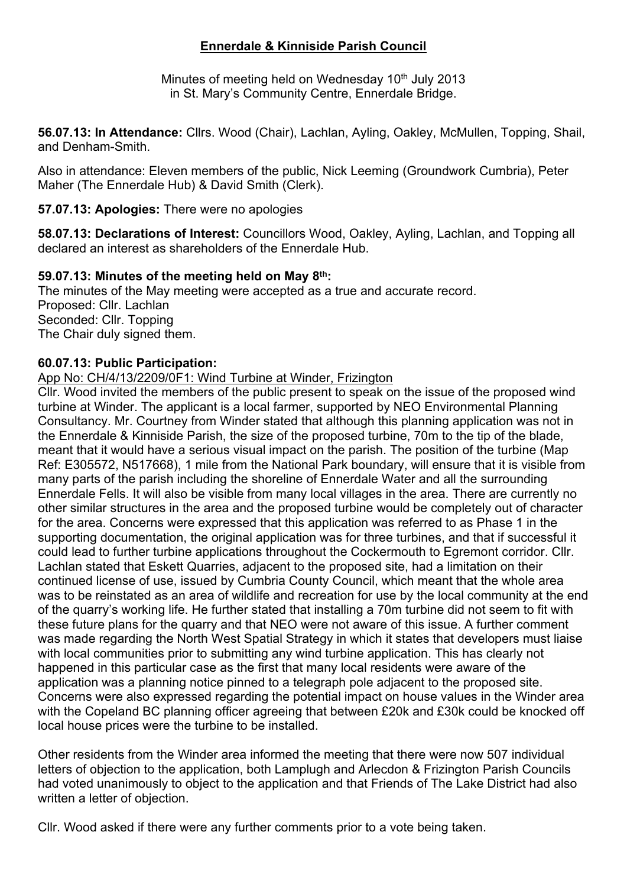# Ennerdale & Kinniside Parish Council

Minutes of meeting held on Wednesday 10th July 2013
in St. Mary's Community Centre, Ennerdale Bridge.

**56.07.13: In Attendance:** Cllrs. Wood (Chair), Lachlan, Ayling, Oakley, McMullen, Topping, Shail, and Denham-Smith.

Also in attendance: Eleven members of the public, Nick Leeming (Groundwork Cumbria), Peter Maher (The Ennerdale Hub) & David Smith (Clerk).

**57.07.13: Apologies:** There were no apologies

**58.07.13: Declarations of Interest:** Councillors Wood, Oakley, Ayling, Lachlan, and Topping all declared an interest as shareholders of the Ennerdale Hub.

**59.07.13: Minutes of the meeting held on May 8th:**

The minutes of the May meeting were accepted as a true and accurate record.
Proposed: Cllr. Lachlan
Seconded: Cllr. Topping
The Chair duly signed them.

**60.07.13: Public Participation:**

App No: CH/4/13/2209/0F1: Wind Turbine at Winder, Frizington

Cllr. Wood invited the members of the public present to speak on the issue of the proposed wind turbine at Winder. The applicant is a local farmer, supported by NEO Environmental Planning Consultancy. Mr. Courtney from Winder stated that although this planning application was not in the Ennerdale & Kinniside Parish, the size of the proposed turbine, 70m to the tip of the blade, meant that it would have a serious visual impact on the parish. The position of the turbine (Map Ref: E305572, N517668), 1 mile from the National Park boundary, will ensure that it is visible from many parts of the parish including the shoreline of Ennerdale Water and all the surrounding Ennerdale Fells. It will also be visible from many local villages in the area. There are currently no other similar structures in the area and the proposed turbine would be completely out of character for the area. Concerns were expressed that this application was referred to as Phase 1 in the supporting documentation, the original application was for three turbines, and that if successful it could lead to further turbine applications throughout the Cockermouth to Egremont corridor. Cllr. Lachlan stated that Eskett Quarries, adjacent to the proposed site, had a limitation on their continued license of use, issued by Cumbria County Council, which meant that the whole area was to be reinstated as an area of wildlife and recreation for use by the local community at the end of the quarry's working life. He further stated that installing a 70m turbine did not seem to fit with these future plans for the quarry and that NEO were not aware of this issue. A further comment was made regarding the North West Spatial Strategy in which it states that developers must liaise with local communities prior to submitting any wind turbine application. This has clearly not happened in this particular case as the first that many local residents were aware of the application was a planning notice pinned to a telegraph pole adjacent to the proposed site. Concerns were also expressed regarding the potential impact on house values in the Winder area with the Copeland BC planning officer agreeing that between £20k and £30k could be knocked off local house prices were the turbine to be installed.

Other residents from the Winder area informed the meeting that there were now 507 individual letters of objection to the application, both Lamplugh and Arlecdon & Frizington Parish Councils had voted unanimously to object to the application and that Friends of The Lake District had also written a letter of objection.

Cllr. Wood asked if there were any further comments prior to a vote being taken.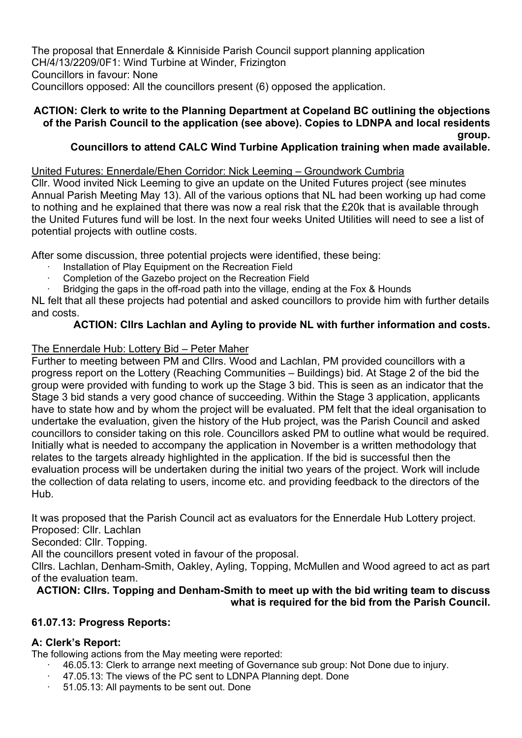The proposal that Ennerdale & Kinniside Parish Council support planning application CH/4/13/2209/0F1: Wind Turbine at Winder, Frizington
Councillors in favour: None
Councillors opposed: All the councillors present (6) opposed the application.

**ACTION: Clerk to write to the Planning Department at Copeland BC outlining the objections of the Parish Council to the application (see above). Copies to LDNPA and local residents group.**
**Councillors to attend CALC Wind Turbine Application training when made available.**

United Futures: Ennerdale/Ehen Corridor: Nick Leeming – Groundwork Cumbria

Cllr. Wood invited Nick Leeming to give an update on the United Futures project (see minutes Annual Parish Meeting May 13). All of the various options that NL had been working up had come to nothing and he explained that there was now a real risk that the £20k that is available through the United Futures fund will be lost. In the next four weeks United Utilities will need to see a list of potential projects with outline costs.

After some discussion, three potential projects were identified, these being:

- Installation of Play Equipment on the Recreation Field
- Completion of the Gazebo project on the Recreation Field
- Bridging the gaps in the off-road path into the village, ending at the Fox & Hounds

NL felt that all these projects had potential and asked councillors to provide him with further details and costs.

**ACTION: Cllrs Lachlan and Ayling to provide NL with further information and costs.**

The Ennerdale Hub: Lottery Bid – Peter Maher

Further to meeting between PM and Cllrs. Wood and Lachlan, PM provided councillors with a progress report on the Lottery (Reaching Communities – Buildings) bid. At Stage 2 of the bid the group were provided with funding to work up the Stage 3 bid. This is seen as an indicator that the Stage 3 bid stands a very good chance of succeeding. Within the Stage 3 application, applicants have to state how and by whom the project will be evaluated. PM felt that the ideal organisation to undertake the evaluation, given the history of the Hub project, was the Parish Council and asked councillors to consider taking on this role. Councillors asked PM to outline what would be required. Initially what is needed to accompany the application in November is a written methodology that relates to the targets already highlighted in the application. If the bid is successful then the evaluation process will be undertaken during the initial two years of the project. Work will include the collection of data relating to users, income etc. and providing feedback to the directors of the Hub.

It was proposed that the Parish Council act as evaluators for the Ennerdale Hub Lottery project.
Proposed: Cllr. Lachlan
Seconded: Cllr. Topping.
All the councillors present voted in favour of the proposal.
Cllrs. Lachlan, Denham-Smith, Oakley, Ayling, Topping, McMullen and Wood agreed to act as part of the evaluation team.

**ACTION: Cllrs. Topping and Denham-Smith to meet up with the bid writing team to discuss what is required for the bid from the Parish Council.**

### 61.07.13: Progress Reports:

### A: Clerk's Report:

The following actions from the May meeting were reported:

- 46.05.13: Clerk to arrange next meeting of Governance sub group: Not Done due to injury.
- 47.05.13: The views of the PC sent to LDNPA Planning dept. Done
- 51.05.13: All payments to be sent out. Done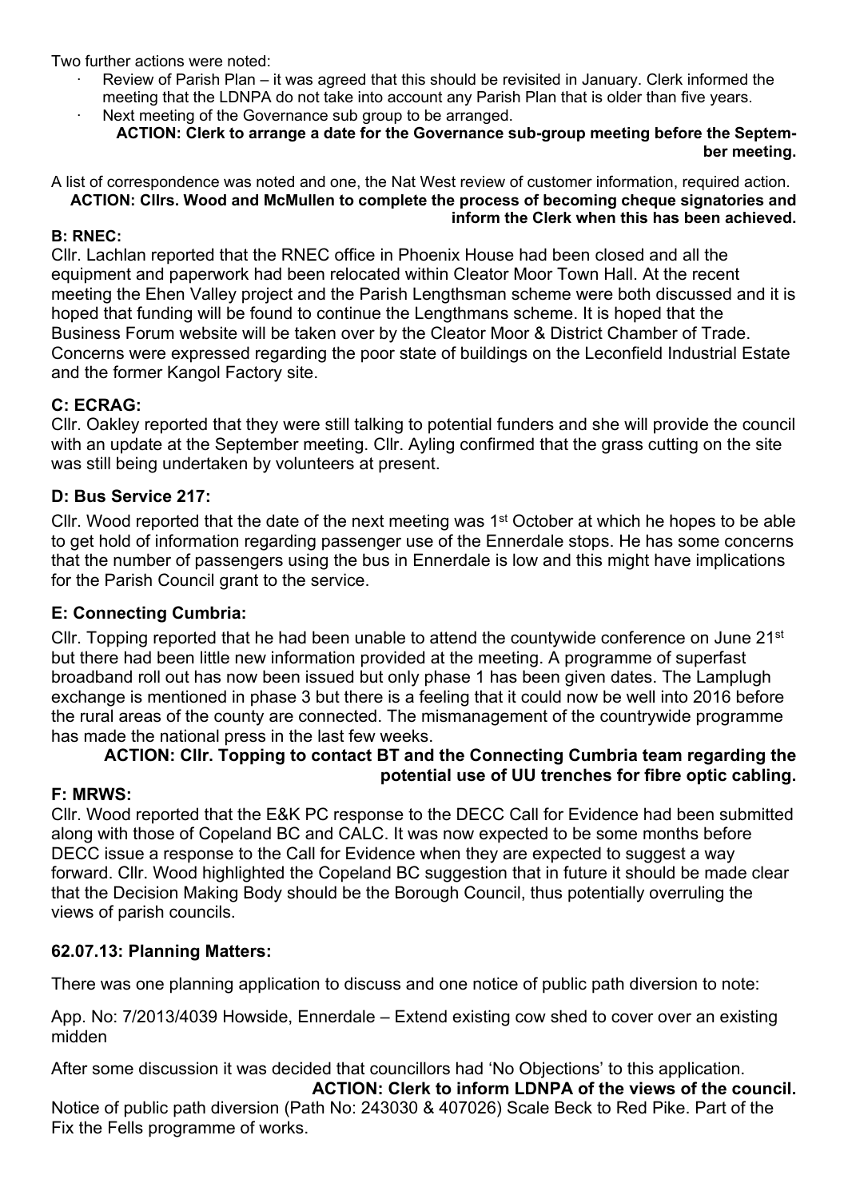Two further actions were noted:

- Review of Parish Plan – it was agreed that this should be revisited in January. Clerk informed the meeting that the LDNPA do not take into account any Parish Plan that is older than five years.
- Next meeting of the Governance sub group to be arranged.

**ACTION: Clerk to arrange a date for the Governance sub-group meeting before the September meeting.**

A list of correspondence was noted and one, the Nat West review of customer information, required action.

**ACTION: Cllrs. Wood and McMullen to complete the process of becoming cheque signatories and inform the Clerk when this has been achieved.**

**B: RNEC:**

Cllr. Lachlan reported that the RNEC office in Phoenix House had been closed and all the equipment and paperwork had been relocated within Cleator Moor Town Hall. At the recent meeting the Ehen Valley project and the Parish Lengthsman scheme were both discussed and it is hoped that funding will be found to continue the Lengthmans scheme. It is hoped that the Business Forum website will be taken over by the Cleator Moor & District Chamber of Trade. Concerns were expressed regarding the poor state of buildings on the Leconfield Industrial Estate and the former Kangol Factory site.

**C: ECRAG:**

Cllr. Oakley reported that they were still talking to potential funders and she will provide the council with an update at the September meeting. Cllr. Ayling confirmed that the grass cutting on the site was still being undertaken by volunteers at present.

**D: Bus Service 217:**

Cllr. Wood reported that the date of the next meeting was 1st October at which he hopes to be able to get hold of information regarding passenger use of the Ennerdale stops. He has some concerns that the number of passengers using the bus in Ennerdale is low and this might have implications for the Parish Council grant to the service.

**E: Connecting Cumbria:**

Cllr. Topping reported that he had been unable to attend the countywide conference on June 21st but there had been little new information provided at the meeting. A programme of superfast broadband roll out has now been issued but only phase 1 has been given dates. The Lamplugh exchange is mentioned in phase 3 but there is a feeling that it could now be well into 2016 before the rural areas of the county are connected. The mismanagement of the countrywide programme has made the national press in the last few weeks.

**ACTION: Cllr. Topping to contact BT and the Connecting Cumbria team regarding the potential use of UU trenches for fibre optic cabling.**

**F: MRWS:**

Cllr. Wood reported that the E&K PC response to the DECC Call for Evidence had been submitted along with those of Copeland BC and CALC. It was now expected to be some months before DECC issue a response to the Call for Evidence when they are expected to suggest a way forward. Cllr. Wood highlighted the Copeland BC suggestion that in future it should be made clear that the Decision Making Body should be the Borough Council, thus potentially overruling the views of parish councils.

**62.07.13: Planning Matters:**

There was one planning application to discuss and one notice of public path diversion to note:

App. No: 7/2013/4039 Howside, Ennerdale – Extend existing cow shed to cover over an existing midden

After some discussion it was decided that councillors had 'No Objections' to this application.

**ACTION: Clerk to inform LDNPA of the views of the council.**

Notice of public path diversion (Path No: 243030 & 407026) Scale Beck to Red Pike. Part of the Fix the Fells programme of works.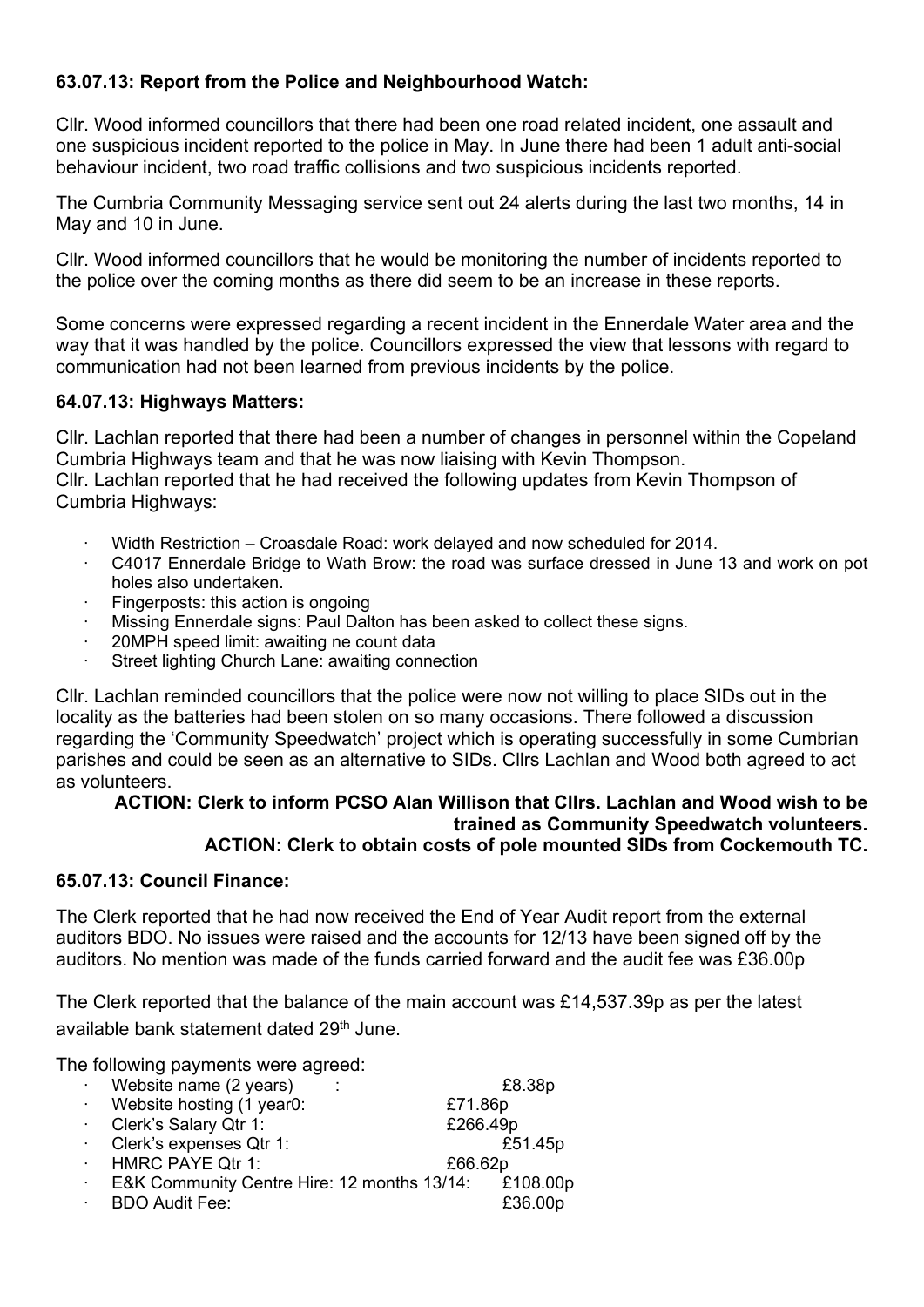**63.07.13: Report from the Police and Neighbourhood Watch:**

Cllr. Wood informed councillors that there had been one road related incident, one assault and one suspicious incident reported to the police in May. In June there had been 1 adult anti-social behaviour incident, two road traffic collisions and two suspicious incidents reported.

The Cumbria Community Messaging service sent out 24 alerts during the last two months, 14 in May and 10 in June.

Cllr. Wood informed councillors that he would be monitoring the number of incidents reported to the police over the coming months as there did seem to be an increase in these reports.

Some concerns were expressed regarding a recent incident in the Ennerdale Water area and the way that it was handled by the police. Councillors expressed the view that lessons with regard to communication had not been learned from previous incidents by the police.

**64.07.13: Highways Matters:**

Cllr. Lachlan reported that there had been a number of changes in personnel within the Copeland Cumbria Highways team and that he was now liaising with Kevin Thompson.
Cllr. Lachlan reported that he had received the following updates from Kevin Thompson of Cumbria Highways:

- Width Restriction – Croasdale Road: work delayed and now scheduled for 2014.
- C4017 Ennerdale Bridge to Wath Brow: the road was surface dressed in June 13 and work on pot holes also undertaken.
- Fingerposts: this action is ongoing
- Missing Ennerdale signs: Paul Dalton has been asked to collect these signs.
- 20MPH speed limit: awaiting ne count data
- Street lighting Church Lane: awaiting connection

Cllr. Lachlan reminded councillors that the police were now not willing to place SIDs out in the locality as the batteries had been stolen on so many occasions. There followed a discussion regarding the 'Community Speedwatch' project which is operating successfully in some Cumbrian parishes and could be seen as an alternative to SIDs. Cllrs Lachlan and Wood both agreed to act as volunteers.

**ACTION: Clerk to inform PCSO Alan Willison that Cllrs. Lachlan and Wood wish to be trained as Community Speedwatch volunteers.**
**ACTION: Clerk to obtain costs of pole mounted SIDs from Cockemouth TC.**

**65.07.13: Council Finance:**

The Clerk reported that he had now received the End of Year Audit report from the external auditors BDO. No issues were raised and the accounts for 12/13 have been signed off by the auditors. No mention was made of the funds carried forward and the audit fee was £36.00p

The Clerk reported that the balance of the main account was £14,537.39p as per the latest available bank statement dated 29th June.

The following payments were agreed:

- Website name (2 years) : £8.38p
- Website hosting (1 year0: £71.86p
- Clerk's Salary Qtr 1: £266.49p
- Clerk's expenses Qtr 1: £51.45p
- HMRC PAYE Qtr 1: £66.62p
- E&K Community Centre Hire: 12 months 13/14: £108.00p
- BDO Audit Fee: £36.00p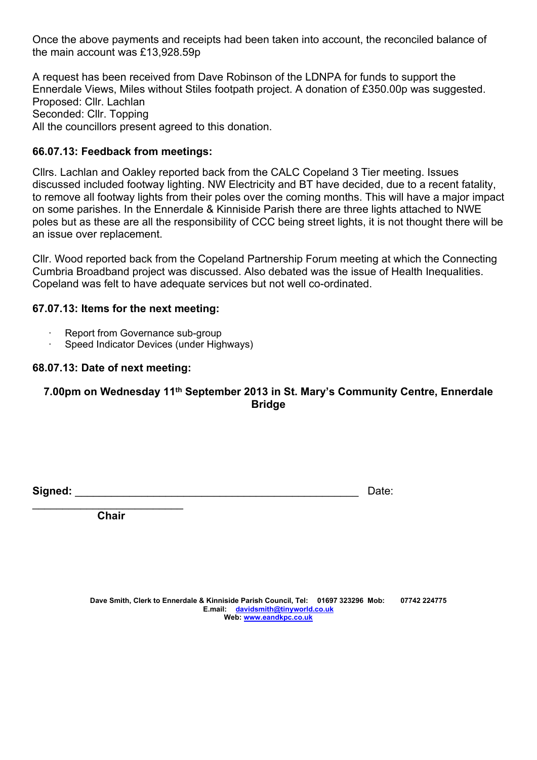Once the above payments and receipts had been taken into account, the reconciled balance of the main account was £13,928.59p

A request has been received from Dave Robinson of the LDNPA for funds to support the Ennerdale Views, Miles without Stiles footpath project. A donation of £350.00p was suggested.
Proposed: Cllr. Lachlan
Seconded: Cllr. Topping
All the councillors present agreed to this donation.

**66.07.13: Feedback from meetings:**

Cllrs. Lachlan and Oakley reported back from the CALC Copeland 3 Tier meeting. Issues discussed included footway lighting. NW Electricity and BT have decided, due to a recent fatality, to remove all footway lights from their poles over the coming months. This will have a major impact on some parishes. In the Ennerdale & Kinniside Parish there are three lights attached to NWE poles but as these are all the responsibility of CCC being street lights, it is not thought there will be an issue over replacement.

Cllr. Wood reported back from the Copeland Partnership Forum meeting at which the Connecting Cumbria Broadband project was discussed. Also debated was the issue of Health Inequalities. Copeland was felt to have adequate services but not well co-ordinated.

**67.07.13: Items for the next meeting:**

- Report from Governance sub-group
- Speed Indicator Devices (under Highways)

**68.07.13: Date of next meeting:**

**7.00pm on Wednesday 11th September 2013 in St. Mary's Community Centre, Ennerdale Bridge**

**Signed:** ______________________________________________ Date: ________________________

**Chair**

**Dave Smith, Clerk to Ennerdale & Kinniside Parish Council, Tel: 01697 323296 Mob: 07742 224775**
**E.mail: davidsmith@tinyworld.co.uk**
**Web: www.eandkpc.co.uk**